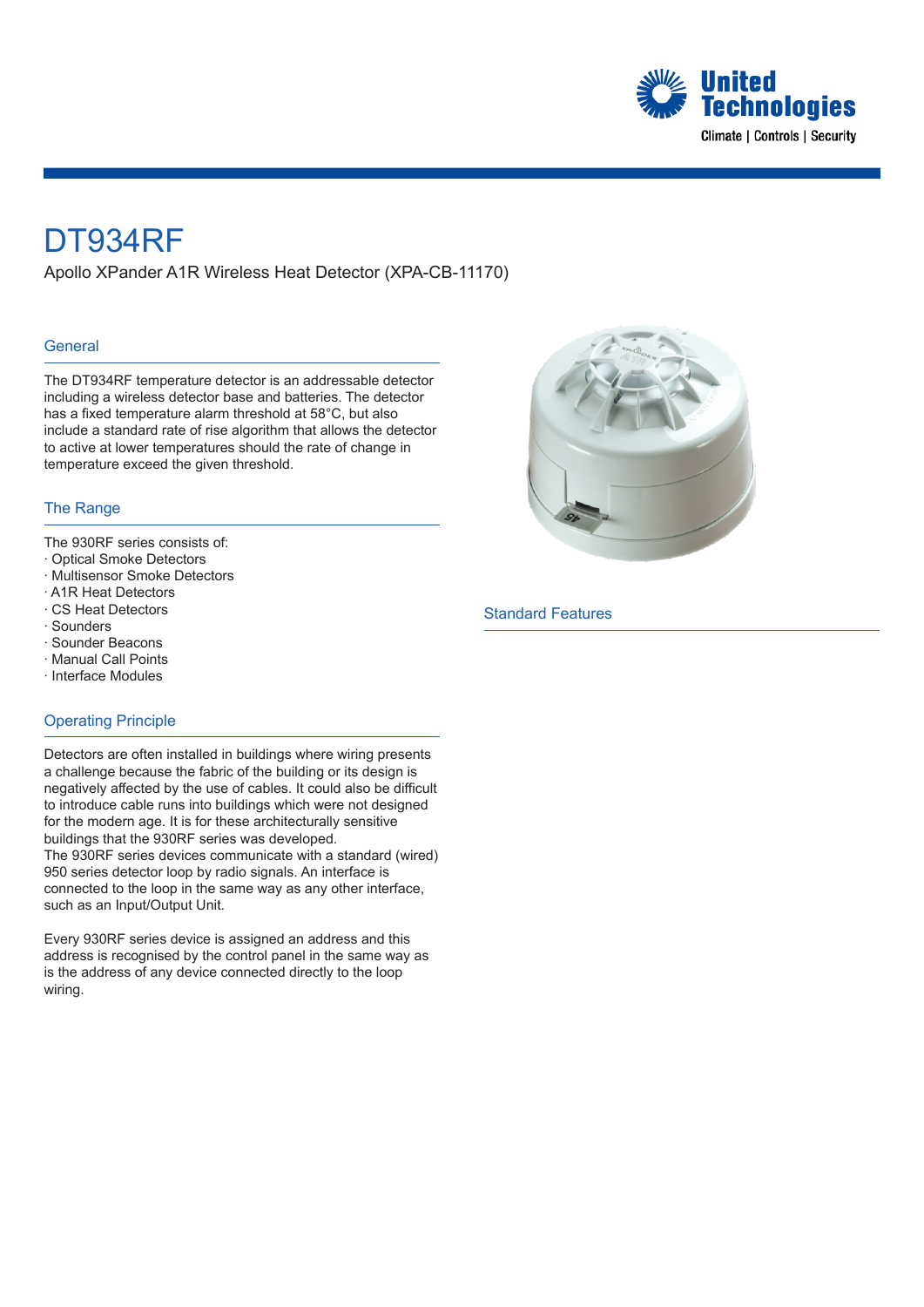# DT934RF

Apollo XPander A1R Wireless Heat Detector (XPA-CB-11170)

## General

The DT934RF temperature detector is an addressable detector including a wireless detector base and batteries. The detector has a fixed temperature alarm threshold at 58°C, but also include a standard rate of rise algorithm that allows the detector to active at lower temperatures should the rate of change in temperature exceed the given threshold.

## The Range

The 930RF series consists of:
· Optical Smoke Detectors
· Multisensor Smoke Detectors
· A1R Heat Detectors
· CS Heat Detectors
· Sounders
· Sounder Beacons
· Manual Call Points
· Interface Modules

## Operating Principle

Detectors are often installed in buildings where wiring presents a challenge because the fabric of the building or its design is negatively affected by the use of cables. It could also be difficult to introduce cable runs into buildings which were not designed for the modern age. It is for these architecturally sensitive buildings that the 930RF series was developed.
The 930RF series devices communicate with a standard (wired) 950 series detector loop by radio signals. An interface is connected to the loop in the same way as any other interface, such as an Input/Output Unit.

Every 930RF series device is assigned an address and this address is recognised by the control panel in the same way as is the address of any device connected directly to the loop wiring.

## Standard Features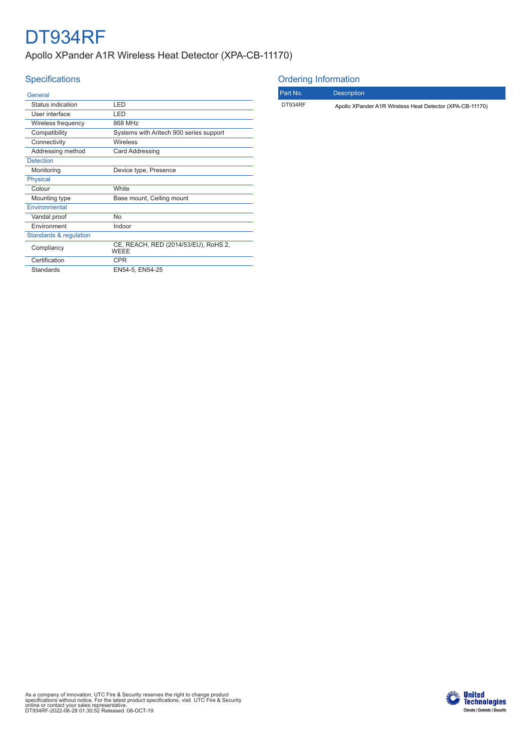# DT934RF

Apollo XPander A1R Wireless Heat Detector (XPA-CB-11170)

## Specifications

| | |
|---|---|
| **General** | |
| Status indication | LED |
| User interface | LED |
| Wireless frequency | 868 MHz |
| Compatibility | Systems with Aritech 900 series support |
| Connectivity | Wireless |
| Addressing method | Card Addressing |
| **Detection** | |
| Monitoring | Device type, Presence |
| **Physical** | |
| Colour | White |
| Mounting type | Base mount, Ceiling mount |
| **Environmental** | |
| Vandal proof | No |
| Environment | Indoor |
| **Standards & regulation** | |
| Compliancy | CE, REACH, RED (2014/53/EU), RoHS 2, WEEE |
| Certification | CPR |
| Standards | EN54-5, EN54-25 |

## Ordering Information

| Part No. | Description |
|---|---|
| DT934RF | Apollo XPander A1R Wireless Heat Detector (XPA-CB-11170) |

As a company of innovation, UTC Fire & Security reserves the right to change product specifications without notice. For the latest product specifications, visit UTC Fire & Security online or contact your sales representative.
DT934RF-2022-06-28 01:30:52 Released :08-OCT-19

United Technologies
Climate | Controls | Security